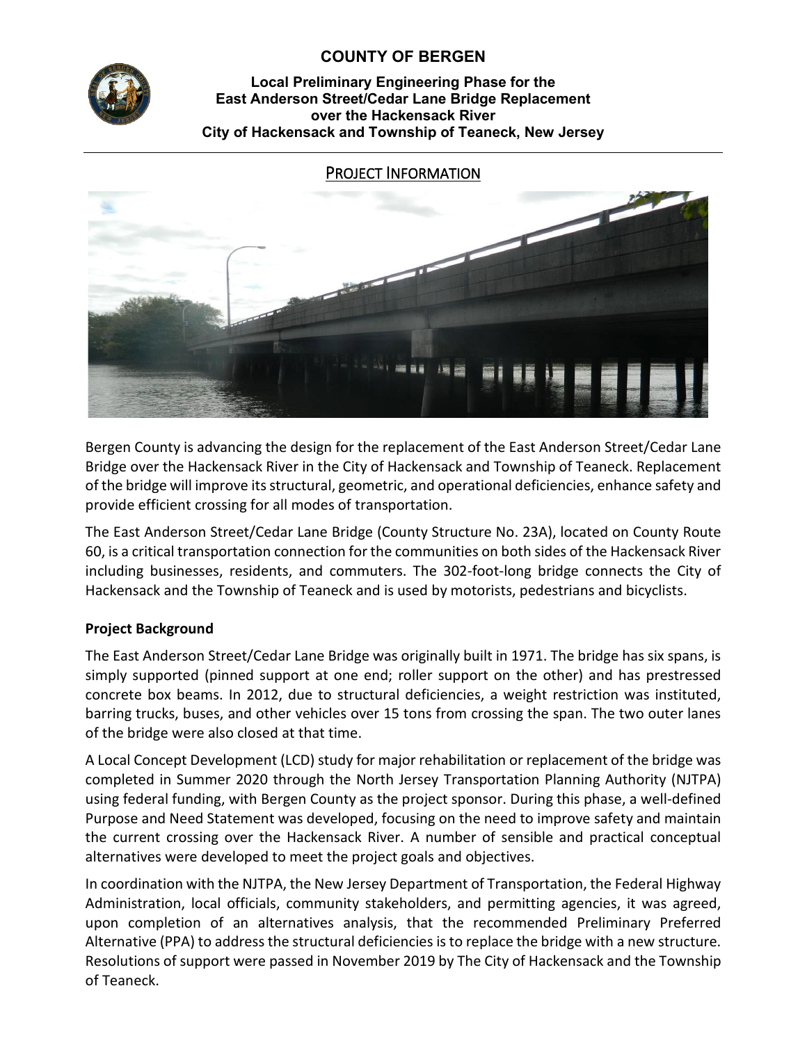# COUNTY OF BERGEN

**Local Preliminary Engineering Phase for the East Anderson Street/Cedar Lane Bridge Replacement over the Hackensack River City of Hackensack and Township of Teaneck, New Jersey**

## PROJECT INFORMATION

Bergen County is advancing the design for the replacement of the East Anderson Street/Cedar Lane Bridge over the Hackensack River in the City of Hackensack and Township of Teaneck. Replacement of the bridge will improve its structural, geometric, and operational deficiencies, enhance safety and provide efficient crossing for all modes of transportation.

The East Anderson Street/Cedar Lane Bridge (County Structure No. 23A), located on County Route 60, is a critical transportation connection for the communities on both sides of the Hackensack River including businesses, residents, and commuters. The 302-foot-long bridge connects the City of Hackensack and the Township of Teaneck and is used by motorists, pedestrians and bicyclists.

**Project Background**

The East Anderson Street/Cedar Lane Bridge was originally built in 1971. The bridge has six spans, is simply supported (pinned support at one end; roller support on the other) and has prestressed concrete box beams. In 2012, due to structural deficiencies, a weight restriction was instituted, barring trucks, buses, and other vehicles over 15 tons from crossing the span. The two outer lanes of the bridge were also closed at that time.

A Local Concept Development (LCD) study for major rehabilitation or replacement of the bridge was completed in Summer 2020 through the North Jersey Transportation Planning Authority (NJTPA) using federal funding, with Bergen County as the project sponsor. During this phase, a well-defined Purpose and Need Statement was developed, focusing on the need to improve safety and maintain the current crossing over the Hackensack River. A number of sensible and practical conceptual alternatives were developed to meet the project goals and objectives.

In coordination with the NJTPA, the New Jersey Department of Transportation, the Federal Highway Administration, local officials, community stakeholders, and permitting agencies, it was agreed, upon completion of an alternatives analysis, that the recommended Preliminary Preferred Alternative (PPA) to address the structural deficiencies is to replace the bridge with a new structure. Resolutions of support were passed in November 2019 by The City of Hackensack and the Township of Teaneck.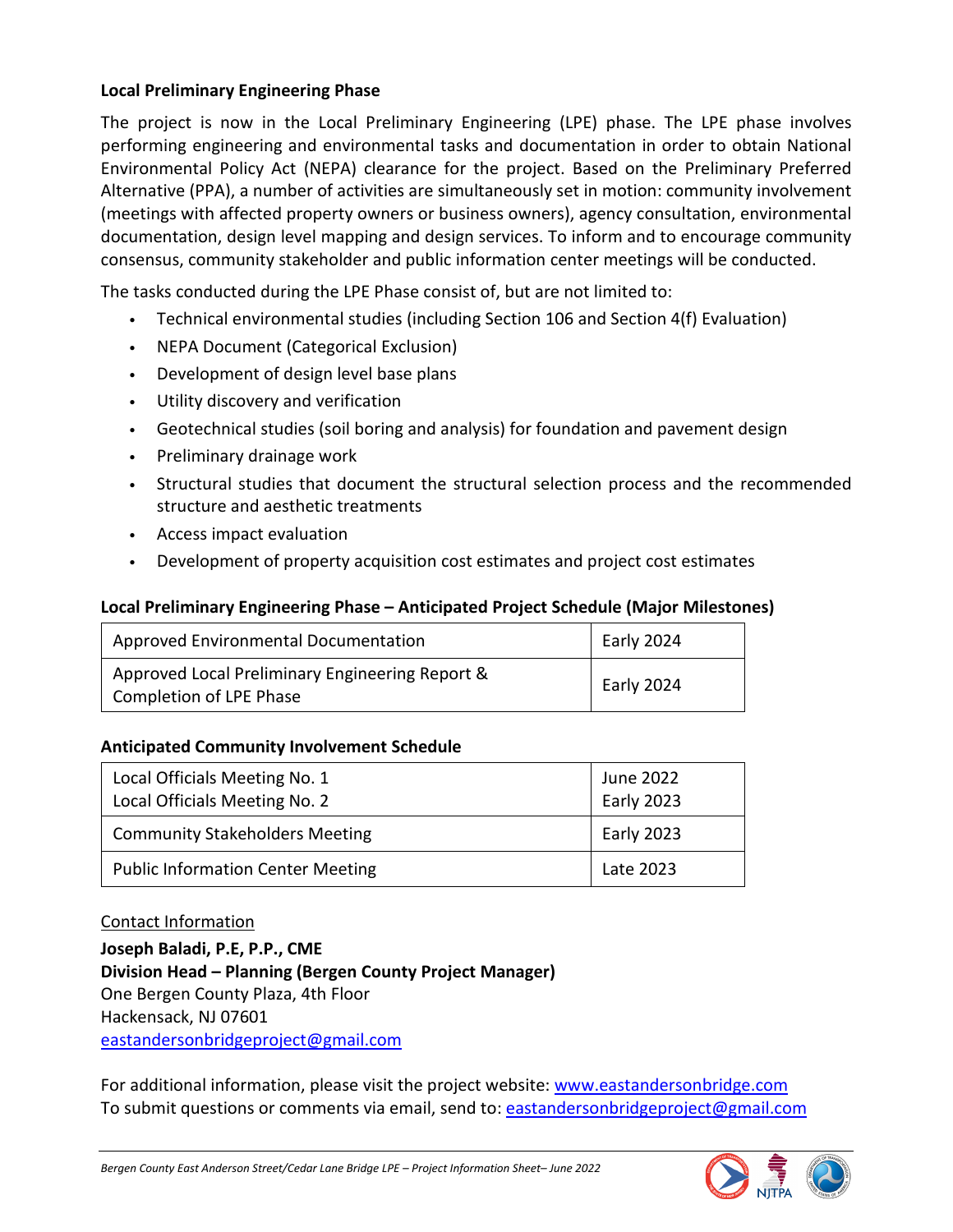## Local Preliminary Engineering Phase

The project is now in the Local Preliminary Engineering (LPE) phase. The LPE phase involves performing engineering and environmental tasks and documentation in order to obtain National Environmental Policy Act (NEPA) clearance for the project. Based on the Preliminary Preferred Alternative (PPA), a number of activities are simultaneously set in motion: community involvement (meetings with affected property owners or business owners), agency consultation, environmental documentation, design level mapping and design services. To inform and to encourage community consensus, community stakeholder and public information center meetings will be conducted.

The tasks conducted during the LPE Phase consist of, but are not limited to:

- Technical environmental studies (including Section 106 and Section 4(f) Evaluation)
- NEPA Document (Categorical Exclusion)
- Development of design level base plans
- Utility discovery and verification
- Geotechnical studies (soil boring and analysis) for foundation and pavement design
- Preliminary drainage work
- Structural studies that document the structural selection process and the recommended structure and aesthetic treatments
- Access impact evaluation
- Development of property acquisition cost estimates and project cost estimates

### Local Preliminary Engineering Phase – Anticipated Project Schedule (Major Milestones)

| | |
|---|---|
| Approved Environmental Documentation | Early 2024 |
| Approved Local Preliminary Engineering Report & Completion of LPE Phase | Early 2024 |

### Anticipated Community Involvement Schedule

| | |
|---|---|
| Local Officials Meeting No. 1<br>Local Officials Meeting No. 2 | June 2022<br>Early 2023 |
| Community Stakeholders Meeting | Early 2023 |
| Public Information Center Meeting | Late 2023 |

Contact Information

**Joseph Baladi, P.E, P.P., CME**
**Division Head – Planning (Bergen County Project Manager)**
One Bergen County Plaza, 4th Floor
Hackensack, NJ 07601
eastandersonbridgeproject@gmail.com

For additional information, please visit the project website: www.eastandersonbridge.com
To submit questions or comments via email, send to: eastandersonbridgeproject@gmail.com